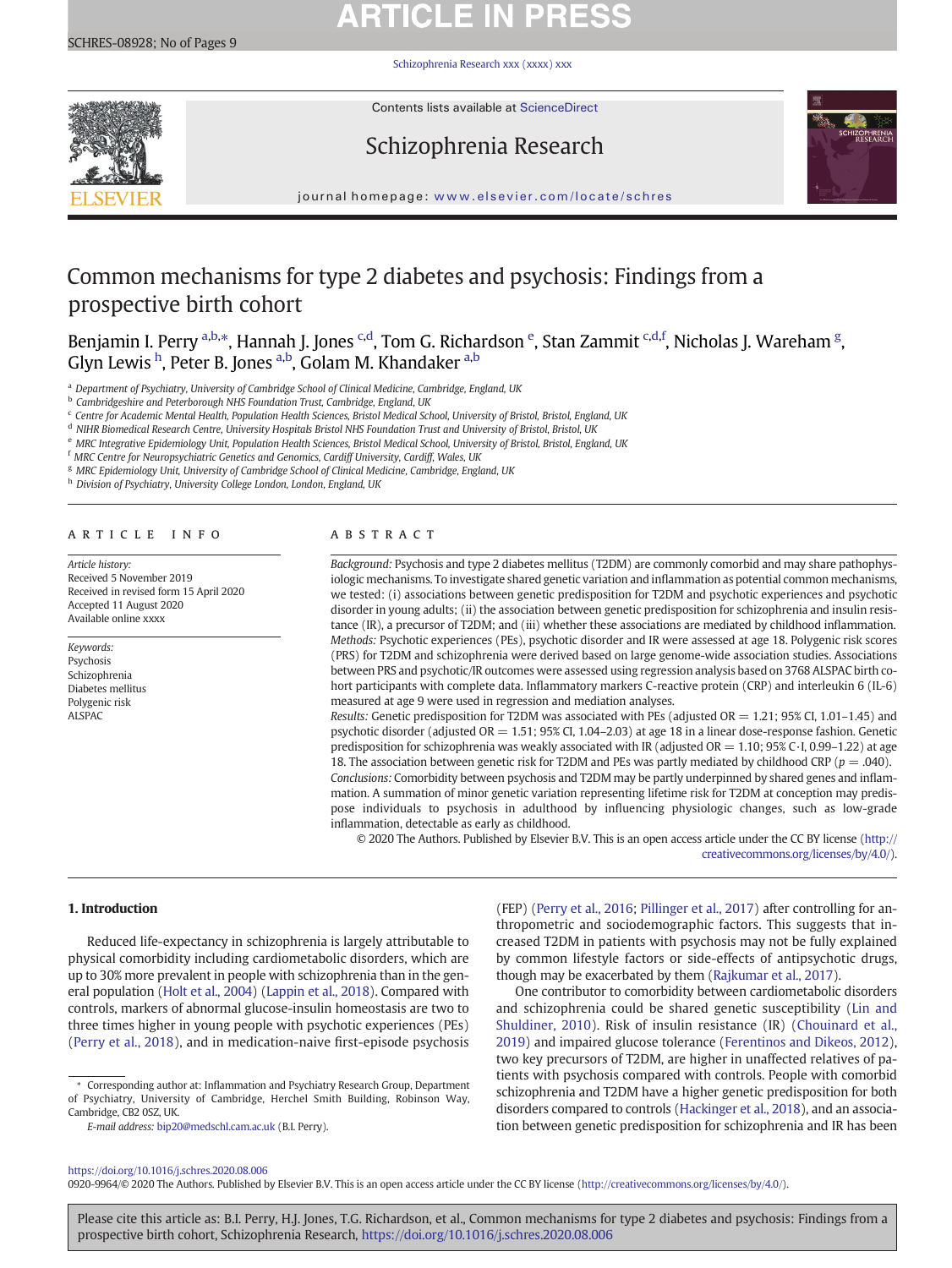# Common mechanisms for type 2 diabetes and psychosis: Findings from a prospective birth cohort

Benjamin I. Perry [a,b,*], Hannah J. Jones [c,d], Tom G. Richardson [e], Stan Zammit [c,d,f], Nicholas J. Wareham [g], Glyn Lewis [h], Peter B. Jones [a,b], Golam M. Khandaker [a,b]

[a] Department of Psychiatry, University of Cambridge School of Clinical Medicine, Cambridge, England, UK
[b] Cambridgeshire and Peterborough NHS Foundation Trust, Cambridge, England, UK
[c] Centre for Academic Mental Health, Population Health Sciences, Bristol Medical School, University of Bristol, Bristol, England, UK
[d] NIHR Biomedical Research Centre, University Hospitals Bristol NHS Foundation Trust and University of Bristol, Bristol, UK
[e] MRC Integrative Epidemiology Unit, Population Health Sciences, Bristol Medical School, University of Bristol, Bristol, England, UK
[f] MRC Centre for Neuropsychiatric Genetics and Genomics, Cardiff University, Cardiff, Wales, UK
[g] MRC Epidemiology Unit, University of Cambridge School of Clinical Medicine, Cambridge, England, UK
[h] Division of Psychiatry, University College London, London, England, UK

## ARTICLE INFO

*Article history:*
Received 5 November 2019
Received in revised form 15 April 2020
Accepted 11 August 2020
Available online xxxx

*Keywords:*
Psychosis
Schizophrenia
Diabetes mellitus
Polygenic risk
ALSPAC

## ABSTRACT

*Background:* Psychosis and type 2 diabetes mellitus (T2DM) are commonly comorbid and may share pathophysiologic mechanisms. To investigate shared genetic variation and inflammation as potential common mechanisms, we tested: (i) associations between genetic predisposition for T2DM and psychotic experiences and psychotic disorder in young adults; (ii) the association between genetic predisposition for schizophrenia and insulin resistance (IR), a precursor of T2DM; and (iii) whether these associations are mediated by childhood inflammation.

*Methods:* Psychotic experiences (PEs), psychotic disorder and IR were assessed at age 18. Polygenic risk scores (PRS) for T2DM and schizophrenia were derived based on large genome-wide association studies. Associations between PRS and psychotic/IR outcomes were assessed using regression analysis based on 3768 ALSPAC birth cohort participants with complete data. Inflammatory markers C-reactive protein (CRP) and interleukin 6 (IL-6) measured at age 9 were used in regression and mediation analyses.

*Results:* Genetic predisposition for T2DM was associated with PEs (adjusted OR = 1.21; 95% CI, 1.01–1.45) and psychotic disorder (adjusted OR = 1.51; 95% CI, 1.04–2.03) at age 18 in a linear dose-response fashion. Genetic predisposition for schizophrenia was weakly associated with IR (adjusted OR = 1.10; 95% C·I, 0.99–1.22) at age 18. The association between genetic risk for T2DM and PEs was partly mediated by childhood CRP ($p = .040$).

*Conclusions:* Comorbidity between psychosis and T2DM may be partly underpinned by shared genes and inflammation. A summation of minor genetic variation representing lifetime risk for T2DM at conception may predispose individuals to psychosis in adulthood by influencing physiologic changes, such as low-grade inflammation, detectable as early as childhood.

© 2020 The Authors. Published by Elsevier B.V. This is an open access article under the CC BY license (http://creativecommons.org/licenses/by/4.0/).

## 1. Introduction

Reduced life-expectancy in schizophrenia is largely attributable to physical comorbidity including cardiometabolic disorders, which are up to 30% more prevalent in people with schizophrenia than in the general population (Holt et al., 2004) (Lappin et al., 2018). Compared with controls, markers of abnormal glucose-insulin homeostasis are two to three times higher in young people with psychotic experiences (PEs) (Perry et al., 2018), and in medication-naive first-episode psychosis (FEP) (Perry et al., 2016; Pillinger et al., 2017) after controlling for anthropometric and sociodemographic factors. This suggests that increased T2DM in patients with psychosis may not be fully explained by common lifestyle factors or side-effects of antipsychotic drugs, though may be exacerbated by them (Rajkumar et al., 2017).

One contributor to comorbidity between cardiometabolic disorders and schizophrenia could be shared genetic susceptibility (Lin and Shuldiner, 2010). Risk of insulin resistance (IR) (Chouinard et al., 2019) and impaired glucose tolerance (Ferentinos and Dikeos, 2012), two key precursors of T2DM, are higher in unaffected relatives of patients with psychosis compared with controls. People with comorbid schizophrenia and T2DM have a higher genetic predisposition for both disorders compared to controls (Hackinger et al., 2018), and an association between genetic predisposition for schizophrenia and IR has been

\* Corresponding author at: Inflammation and Psychiatry Research Group, Department of Psychiatry, University of Cambridge, Herchel Smith Building, Robinson Way, Cambridge, CB2 0SZ, UK.
*E-mail address:* bip20@medschl.cam.ac.uk (B.I. Perry).

https://doi.org/10.1016/j.schres.2020.08.006
0920-9964/© 2020 The Authors. Published by Elsevier B.V. This is an open access article under the CC BY license (http://creativecommons.org/licenses/by/4.0/).

Please cite this article as: B.I. Perry, H.J. Jones, T.G. Richardson, et al., Common mechanisms for type 2 diabetes and psychosis: Findings from a prospective birth cohort, Schizophrenia Research, https://doi.org/10.1016/j.schres.2020.08.006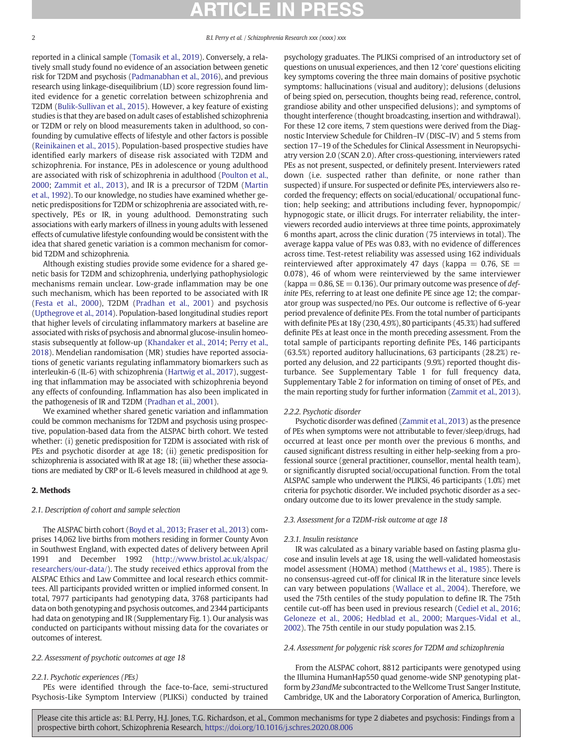reported in a clinical sample (Tomasik et al., 2019). Conversely, a relatively small study found no evidence of an association between genetic risk for T2DM and psychosis (Padmanabhan et al., 2016), and previous research using linkage-disequilibrium (LD) score regression found limited evidence for a genetic correlation between schizophrenia and T2DM (Bulik-Sullivan et al., 2015). However, a key feature of existing studies is that they are based on adult cases of established schizophrenia or T2DM or rely on blood measurements taken in adulthood, so confounding by cumulative effects of lifestyle and other factors is possible (Reinikainen et al., 2015). Population-based prospective studies have identified early markers of disease risk associated with T2DM and schizophrenia. For instance, PEs in adolescence or young adulthood are associated with risk of schizophrenia in adulthood (Poulton et al., 2000; Zammit et al., 2013), and IR is a precursor of T2DM (Martin et al., 1992). To our knowledge, no studies have examined whether genetic predispositions for T2DM or schizophrenia are associated with, respectively, PEs or IR, in young adulthood. Demonstrating such associations with early markers of illness in young adults with lessened effects of cumulative lifestyle confounding would be consistent with the idea that shared genetic variation is a common mechanism for comorbid T2DM and schizophrenia.

Although existing studies provide some evidence for a shared genetic basis for T2DM and schizophrenia, underlying pathophysiologic mechanisms remain unclear. Low-grade inflammation may be one such mechanism, which has been reported to be associated with IR (Festa et al., 2000), T2DM (Pradhan et al., 2001) and psychosis (Upthegrove et al., 2014). Population-based longitudinal studies report that higher levels of circulating inflammatory markers at baseline are associated with risks of psychosis and abnormal glucose-insulin homeostasis subsequently at follow-up (Khandaker et al., 2014; Perry et al., 2018). Mendelian randomisation (MR) studies have reported associations of genetic variants regulating inflammatory biomarkers such as interleukin-6 (IL-6) with schizophrenia (Hartwig et al., 2017), suggesting that inflammation may be associated with schizophrenia beyond any effects of confounding. Inflammation has also been implicated in the pathogenesis of IR and T2DM (Pradhan et al., 2001).

We examined whether shared genetic variation and inflammation could be common mechanisms for T2DM and psychosis using prospective, population-based data from the ALSPAC birth cohort. We tested whether: (i) genetic predisposition for T2DM is associated with risk of PEs and psychotic disorder at age 18; (ii) genetic predisposition for schizophrenia is associated with IR at age 18; (iii) whether these associations are mediated by CRP or IL-6 levels measured in childhood at age 9.

## 2. Methods

### 2.1. Description of cohort and sample selection

The ALSPAC birth cohort (Boyd et al., 2013; Fraser et al., 2013) comprises 14,062 live births from mothers residing in former County Avon in Southwest England, with expected dates of delivery between April 1991 and December 1992 (http://www.bristol.ac.uk/alspac/researchers/our-data/). The study received ethics approval from the ALSPAC Ethics and Law Committee and local research ethics committees. All participants provided written or implied informed consent. In total, 7977 participants had genotyping data, 3768 participants had data on both genotyping and psychosis outcomes, and 2344 participants had data on genotyping and IR (Supplementary Fig. 1). Our analysis was conducted on participants without missing data for the covariates or outcomes of interest.

### 2.2. Assessment of psychotic outcomes at age 18

#### 2.2.1. Psychotic experiences (PEs)

PEs were identified through the face-to-face, semi-structured Psychosis-Like Symptom Interview (PLIKSi) conducted by trained psychology graduates. The PLIKSi comprised of an introductory set of questions on unusual experiences, and then 12 'core' questions eliciting key symptoms covering the three main domains of positive psychotic symptoms: hallucinations (visual and auditory); delusions (delusions of being spied on, persecution, thoughts being read, reference, control, grandiose ability and other unspecified delusions); and symptoms of thought interference (thought broadcasting, insertion and withdrawal). For these 12 core items, 7 stem questions were derived from the Diagnostic Interview Schedule for Children–IV (DISC–IV) and 5 stems from section 17–19 of the Schedules for Clinical Assessment in Neuropsychiatry version 2.0 (SCAN 2.0). After cross-questioning, interviewers rated PEs as not present, suspected, or definitely present. Interviewers rated down (i.e. suspected rather than definite, or none rather than suspected) if unsure. For suspected or definite PEs, interviewers also recorded the frequency; effects on social/educational/ occupational function; help seeking; and attributions including fever, hypnopompic/ hypnogogic state, or illicit drugs. For interrater reliability, the interviewers recorded audio interviews at three time points, approximately 6 months apart, across the clinic duration (75 interviews in total). The average kappa value of PEs was 0.83, with no evidence of differences across time. Test-retest reliability was assessed using 162 individuals reinterviewed after approximately 47 days (kappa = 0.76, SE = 0.078), 46 of whom were reinterviewed by the same interviewer (kappa = 0.86, SE = 0.136). Our primary outcome was presence of *definite* PEs, referring to at least one definite PE since age 12; the comparator group was suspected/no PEs. Our outcome is reflective of 6-year period prevalence of definite PEs. From the total number of participants with definite PEs at 18y (230, 4.9%), 80 participants (45.3%) had suffered definite PEs at least once in the month preceding assessment. From the total sample of participants reporting definite PEs, 146 participants (63.5%) reported auditory hallucinations, 63 participants (28.2%) reported any delusion, and 22 participants (9.9%) reported thought disturbance. See Supplementary Table 1 for full frequency data, Supplementary Table 2 for information on timing of onset of PEs, and the main reporting study for further information (Zammit et al., 2013).

#### 2.2.2. Psychotic disorder

Psychotic disorder was defined (Zammit et al., 2013) as the presence of PEs when symptoms were not attributable to fever/sleep/drugs, had occurred at least once per month over the previous 6 months, and caused significant distress resulting in either help-seeking from a professional source (general practitioner, counsellor, mental health team), or significantly disrupted social/occupational function. From the total ALSPAC sample who underwent the PLIKSi, 46 participants (1.0%) met criteria for psychotic disorder. We included psychotic disorder as a secondary outcome due to its lower prevalence in the study sample.

### 2.3. Assessment for a T2DM-risk outcome at age 18

#### 2.3.1. Insulin resistance

IR was calculated as a binary variable based on fasting plasma glucose and insulin levels at age 18, using the well-validated homeostasis model assessment (HOMA) method (Matthews et al., 1985). There is no consensus-agreed cut-off for clinical IR in the literature since levels can vary between populations (Wallace et al., 2004). Therefore, we used the 75th centiles of the study population to define IR. The 75th centile cut-off has been used in previous research (Cediel et al., 2016; Geloneze et al., 2006; Hedblad et al., 2000; Marques-Vidal et al., 2002). The 75th centile in our study population was 2.15.

### 2.4. Assessment for polygenic risk scores for T2DM and schizophrenia

From the ALSPAC cohort, 8812 participants were genotyped using the Illumina HumanHap550 quad genome-wide SNP genotyping platform by *23andMe* subcontracted to the Wellcome Trust Sanger Institute, Cambridge, UK and the Laboratory Corporation of America, Burlington,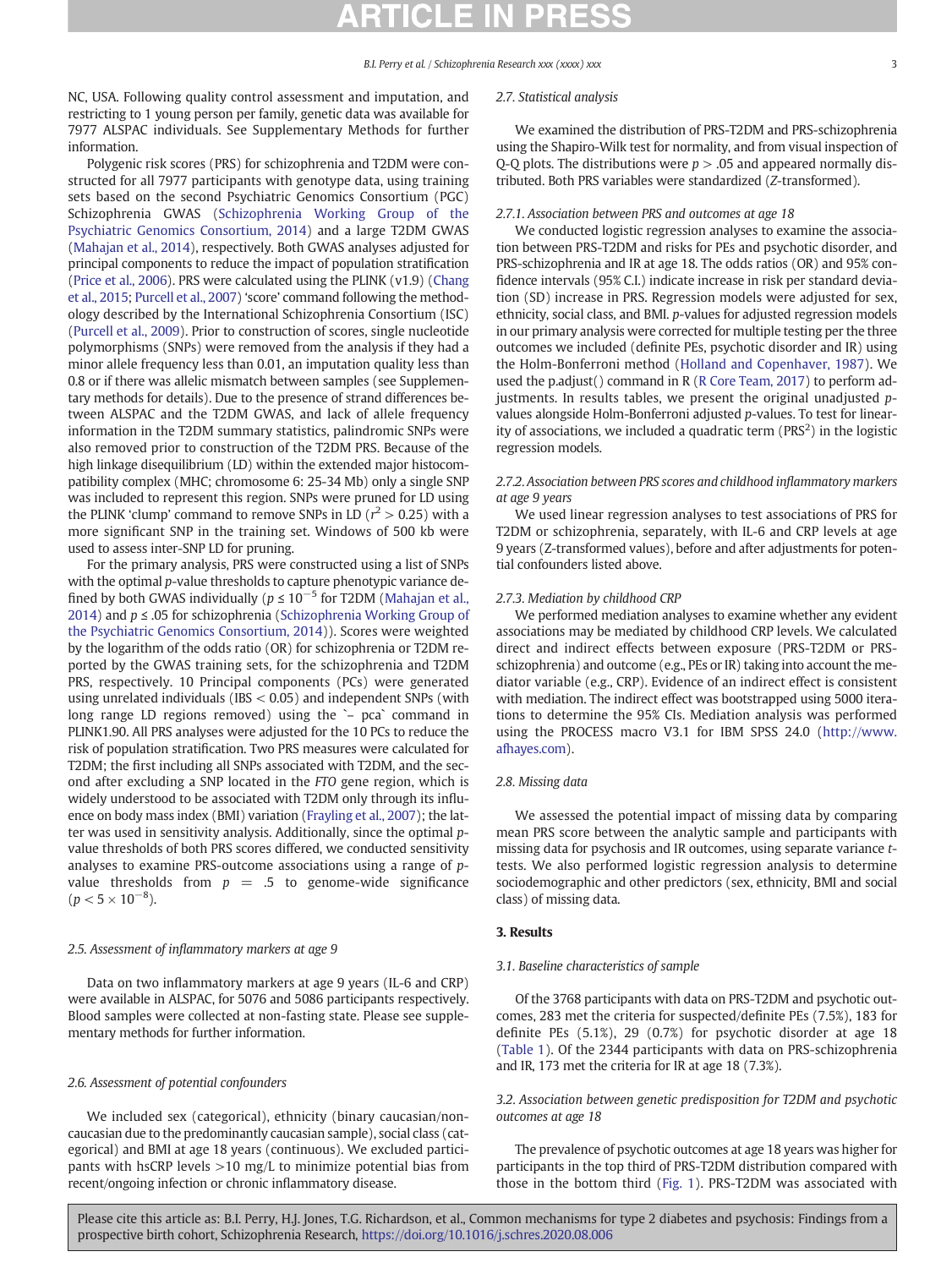NC, USA. Following quality control assessment and imputation, and restricting to 1 young person per family, genetic data was available for 7977 ALSPAC individuals. See Supplementary Methods for further information.

Polygenic risk scores (PRS) for schizophrenia and T2DM were constructed for all 7977 participants with genotype data, using training sets based on the second Psychiatric Genomics Consortium (PGC) Schizophrenia GWAS (Schizophrenia Working Group of the Psychiatric Genomics Consortium, 2014) and a large T2DM GWAS (Mahajan et al., 2014), respectively. Both GWAS analyses adjusted for principal components to reduce the impact of population stratification (Price et al., 2006). PRS were calculated using the PLINK (v1.9) (Chang et al., 2015; Purcell et al., 2007) 'score' command following the methodology described by the International Schizophrenia Consortium (ISC) (Purcell et al., 2009). Prior to construction of scores, single nucleotide polymorphisms (SNPs) were removed from the analysis if they had a minor allele frequency less than 0.01, an imputation quality less than 0.8 or if there was allelic mismatch between samples (see Supplementary methods for details). Due to the presence of strand differences between ALSPAC and the T2DM GWAS, and lack of allele frequency information in the T2DM summary statistics, palindromic SNPs were also removed prior to construction of the T2DM PRS. Because of the high linkage disequilibrium (LD) within the extended major histocompatibility complex (MHC; chromosome 6: 25-34 Mb) only a single SNP was included to represent this region. SNPs were pruned for LD using the PLINK 'clump' command to remove SNPs in LD ($r^2 > 0.25$) with a more significant SNP in the training set. Windows of 500 kb were used to assess inter-SNP LD for pruning.

For the primary analysis, PRS were constructed using a list of SNPs with the optimal p-value thresholds to capture phenotypic variance defined by both GWAS individually ($p \le 10^{-5}$ for T2DM (Mahajan et al., 2014) and $p \le .05$ for schizophrenia (Schizophrenia Working Group of the Psychiatric Genomics Consortium, 2014)). Scores were weighted by the logarithm of the odds ratio (OR) for schizophrenia or T2DM reported by the GWAS training sets, for the schizophrenia and T2DM PRS, respectively. 10 Principal components (PCs) were generated using unrelated individuals (IBS < 0.05) and independent SNPs (with long range LD regions removed) using the `– pca` command in PLINK1.90. All PRS analyses were adjusted for the 10 PCs to reduce the risk of population stratification. Two PRS measures were calculated for T2DM; the first including all SNPs associated with T2DM, and the second after excluding a SNP located in the *FTO* gene region, which is widely understood to be associated with T2DM only through its influence on body mass index (BMI) variation (Frayling et al., 2007); the latter was used in sensitivity analysis. Additionally, since the optimal p-value thresholds of both PRS scores differed, we conducted sensitivity analyses to examine PRS-outcome associations using a range of p-value thresholds from $p = .5$ to genome-wide significance ($p < 5 \times 10^{-8}$).

### 2.5. Assessment of inflammatory markers at age 9

Data on two inflammatory markers at age 9 years (IL-6 and CRP) were available in ALSPAC, for 5076 and 5086 participants respectively. Blood samples were collected at non-fasting state. Please see supplementary methods for further information.

### 2.6. Assessment of potential confounders

We included sex (categorical), ethnicity (binary caucasian/non-caucasian due to the predominantly caucasian sample), social class (categorical) and BMI at age 18 years (continuous). We excluded participants with hsCRP levels >10 mg/L to minimize potential bias from recent/ongoing infection or chronic inflammatory disease.

### 2.7. Statistical analysis

We examined the distribution of PRS-T2DM and PRS-schizophrenia using the Shapiro-Wilk test for normality, and from visual inspection of Q-Q plots. The distributions were $p > .05$ and appeared normally distributed. Both PRS variables were standardized (Z-transformed).

#### 2.7.1. Association between PRS and outcomes at age 18

We conducted logistic regression analyses to examine the association between PRS-T2DM and risks for PEs and psychotic disorder, and PRS-schizophrenia and IR at age 18. The odds ratios (OR) and 95% confidence intervals (95% C.I.) indicate increase in risk per standard deviation (SD) increase in PRS. Regression models were adjusted for sex, ethnicity, social class, and BMI. p-values for adjusted regression models in our primary analysis were corrected for multiple testing per the three outcomes we included (definite PEs, psychotic disorder and IR) using the Holm-Bonferroni method (Holland and Copenhaver, 1987). We used the p.adjust() command in R (R Core Team, 2017) to perform adjustments. In results tables, we present the original unadjusted p-values alongside Holm-Bonferroni adjusted p-values. To test for linearity of associations, we included a quadratic term ($PRS^2$) in the logistic regression models.

#### 2.7.2. Association between PRS scores and childhood inflammatory markers at age 9 years

We used linear regression analyses to test associations of PRS for T2DM or schizophrenia, separately, with IL-6 and CRP levels at age 9 years (Z-transformed values), before and after adjustments for potential confounders listed above.

#### 2.7.3. Mediation by childhood CRP

We performed mediation analyses to examine whether any evident associations may be mediated by childhood CRP levels. We calculated direct and indirect effects between exposure (PRS-T2DM or PRS-schizophrenia) and outcome (e.g., PEs or IR) taking into account the mediator variable (e.g., CRP). Evidence of an indirect effect is consistent with mediation. The indirect effect was bootstrapped using 5000 iterations to determine the 95% CIs. Mediation analysis was performed using the PROCESS macro V3.1 for IBM SPSS 24.0 (http://www.afhayes.com).

### 2.8. Missing data

We assessed the potential impact of missing data by comparing mean PRS score between the analytic sample and participants with missing data for psychosis and IR outcomes, using separate variance t-tests. We also performed logistic regression analysis to determine sociodemographic and other predictors (sex, ethnicity, BMI and social class) of missing data.

## 3. Results

### 3.1. Baseline characteristics of sample

Of the 3768 participants with data on PRS-T2DM and psychotic outcomes, 283 met the criteria for suspected/definite PEs (7.5%), 183 for definite PEs (5.1%), 29 (0.7%) for psychotic disorder at age 18 (Table 1). Of the 2344 participants with data on PRS-schizophrenia and IR, 173 met the criteria for IR at age 18 (7.3%).

### 3.2. Association between genetic predisposition for T2DM and psychotic outcomes at age 18

The prevalence of psychotic outcomes at age 18 years was higher for participants in the top third of PRS-T2DM distribution compared with those in the bottom third (Fig. 1). PRS-T2DM was associated with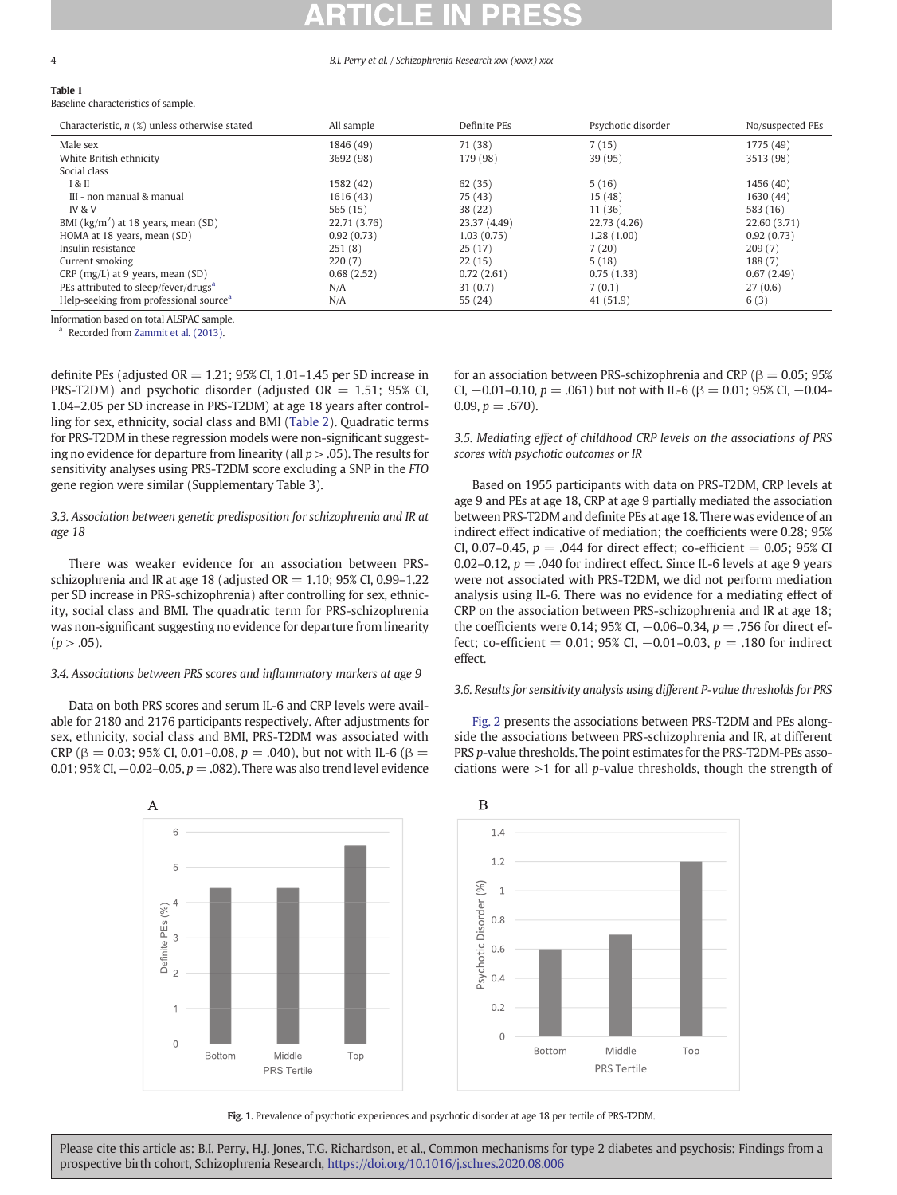**Table 1**
Baseline characteristics of sample.

| Characteristic, n (%) unless otherwise stated | All sample | Definite PEs | Psychotic disorder | No/suspected PEs |
|---|---|---|---|---|
| Male sex | 1846 (49) | 71 (38) | 7 (15) | 1775 (49) |
| White British ethnicity | 3692 (98) | 179 (98) | 39 (95) | 3513 (98) |
| Social class | | | | |
| I & II | 1582 (42) | 62 (35) | 5 (16) | 1456 (40) |
| III - non manual & manual | 1616 (43) | 75 (43) | 15 (48) | 1630 (44) |
| IV & V | 565 (15) | 38 (22) | 11 (36) | 583 (16) |
| BMI (kg/m$^2$) at 18 years, mean (SD) | 22.71 (3.76) | 23.37 (4.49) | 22.73 (4.26) | 22.60 (3.71) |
| HOMA at 18 years, mean (SD) | 0.92 (0.73) | 1.03 (0.75) | 1.28 (1.00) | 0.92 (0.73) |
| Insulin resistance | 251 (8) | 25 (17) | 7 (20) | 209 (7) |
| Current smoking | 220 (7) | 22 (15) | 5 (18) | 188 (7) |
| CRP (mg/L) at 9 years, mean (SD) | 0.68 (2.52) | 0.72 (2.61) | 0.75 (1.33) | 0.67 (2.49) |
| PEs attributed to sleep/fever/drugs[a] | N/A | 31 (0.7) | 7 (0.1) | 27 (0.6) |
| Help-seeking from professional source[a] | N/A | 55 (24) | 41 (51.9) | 6 (3) |

Information based on total ALSPAC sample.
[a] Recorded from Zammit et al. (2013).

definite PEs (adjusted OR = 1.21; 95% CI, 1.01–1.45 per SD increase in PRS-T2DM) and psychotic disorder (adjusted OR = 1.51; 95% CI, 1.04–2.05 per SD increase in PRS-T2DM) at age 18 years after controlling for sex, ethnicity, social class and BMI (Table 2). Quadratic terms for PRS-T2DM in these regression models were non-significant suggesting no evidence for departure from linearity (all $p > .05$). The results for sensitivity analyses using PRS-T2DM score excluding a SNP in the *FTO* gene region were similar (Supplementary Table 3).

### 3.3. Association between genetic predisposition for schizophrenia and IR at age 18

There was weaker evidence for an association between PRS-schizophrenia and IR at age 18 (adjusted OR = 1.10; 95% CI, 0.99–1.22 per SD increase in PRS-schizophrenia) after controlling for sex, ethnicity, social class and BMI. The quadratic term for PRS-schizophrenia was non-significant suggesting no evidence for departure from linearity ($p > .05$).

### 3.4. Associations between PRS scores and inflammatory markers at age 9

Data on both PRS scores and serum IL-6 and CRP levels were available for 2180 and 2176 participants respectively. After adjustments for sex, ethnicity, social class and BMI, PRS-T2DM was associated with CRP ($\beta = 0.03$; 95% CI, 0.01–0.08, $p = .040$), but not with IL-6 ($\beta = 0.01$; 95% CI, −0.02–0.05, $p = .082$). There was also trend level evidence for an association between PRS-schizophrenia and CRP ($\beta = 0.05$; 95% CI, −0.01–0.10, $p = .061$) but not with IL-6 ($\beta = 0.01$; 95% CI, −0.04-0.09, $p = .670$).

### 3.5. Mediating effect of childhood CRP levels on the associations of PRS scores with psychotic outcomes or IR

Based on 1955 participants with data on PRS-T2DM, CRP levels at age 9 and PEs at age 18, CRP at age 9 partially mediated the association between PRS-T2DM and definite PEs at age 18. There was evidence of an indirect effect indicative of mediation; the coefficients were 0.28; 95% CI, 0.07–0.45, $p = .044$ for direct effect; co-efficient = 0.05; 95% CI 0.02–0.12, $p = .040$ for indirect effect. Since IL-6 levels at age 9 years were not associated with PRS-T2DM, we did not perform mediation analysis using IL-6. There was no evidence for a mediating effect of CRP on the association between PRS-schizophrenia and IR at age 18; the coefficients were 0.14; 95% CI, −0.06–0.34, $p = .756$ for direct effect; co-efficient = 0.01; 95% CI, −0.01–0.03, $p = .180$ for indirect effect.

### 3.6. Results for sensitivity analysis using different P-value thresholds for PRS

Fig. 2 presents the associations between PRS-T2DM and PEs alongside the associations between PRS-schizophrenia and IR, at different PRS *p*-value thresholds. The point estimates for the PRS-T2DM-PEs associations were >1 for all *p*-value thresholds, though the strength of

**Fig. 1.** Prevalence of psychotic experiences and psychotic disorder at age 18 per tertile of PRS-T2DM.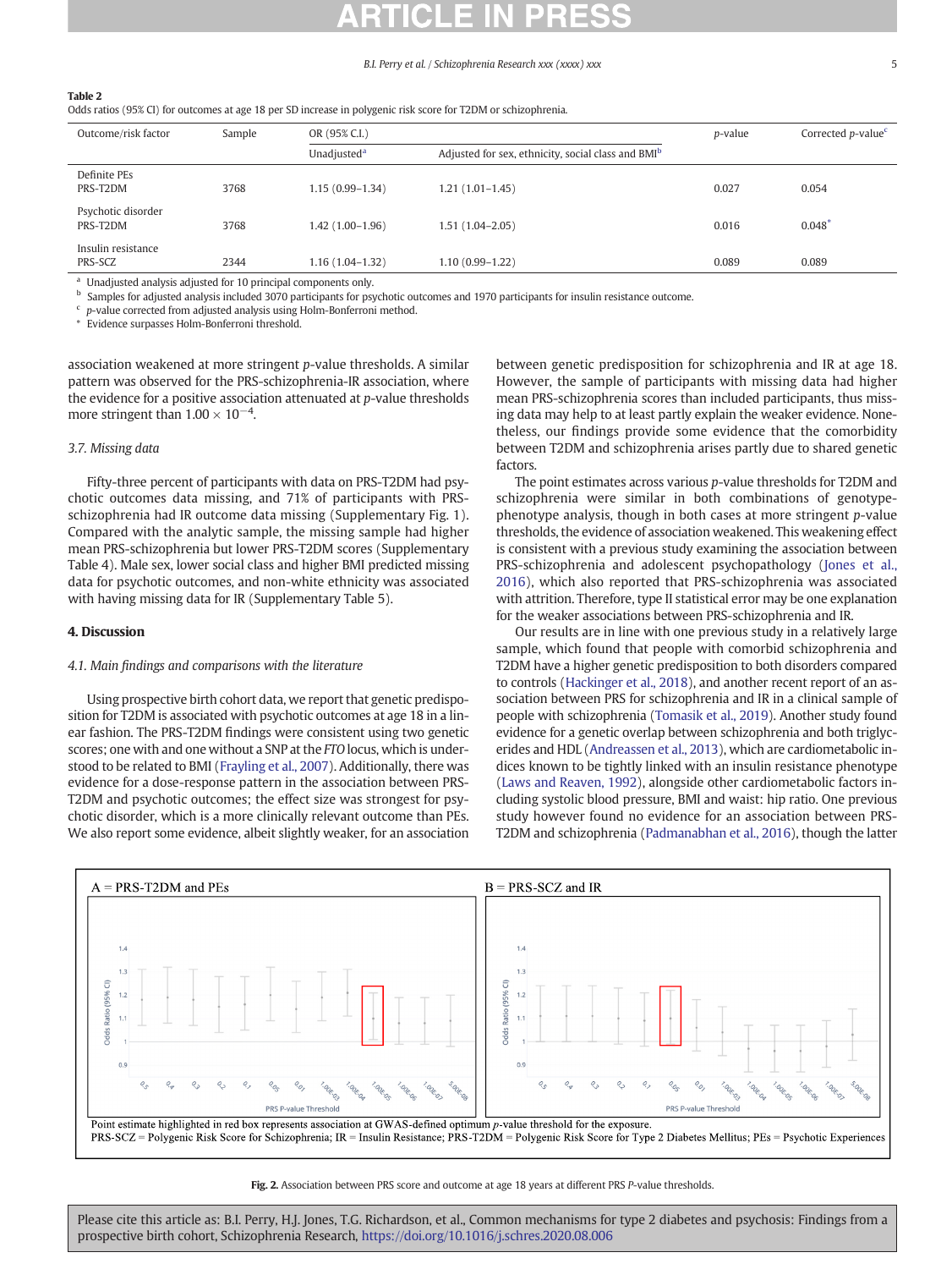**Table 2**
Odds ratios (95% CI) for outcomes at age 18 per SD increase in polygenic risk score for T2DM or schizophrenia.

| Outcome/risk factor | Sample | OR (95% C.I.) | | p-value | Corrected p-value[c] |
|---|---|---|---|---|---|
| | | Unadjusted[a] | Adjusted for sex, ethnicity, social class and BMI[b] | | |
| Definite PEs<br>PRS-T2DM | 3768 | 1.15 (0.99–1.34) | 1.21 (1.01–1.45) | 0.027 | 0.054 |
| Psychotic disorder<br>PRS-T2DM | 3768 | 1.42 (1.00–1.96) | 1.51 (1.04–2.05) | 0.016 | 0.048* |
| Insulin resistance<br>PRS-SCZ | 2344 | 1.16 (1.04–1.32) | 1.10 (0.99–1.22) | 0.089 | 0.089 |

[a] Unadjusted analysis adjusted for 10 principal components only.
[b] Samples for adjusted analysis included 3070 participants for psychotic outcomes and 1970 participants for insulin resistance outcome.
[c] p-value corrected from adjusted analysis using Holm-Bonferroni method.
* Evidence surpasses Holm-Bonferroni threshold.

association weakened at more stringent p-value thresholds. A similar pattern was observed for the PRS-schizophrenia-IR association, where the evidence for a positive association attenuated at p-value thresholds more stringent than $1.00 \times 10^{-4}$.

### 3.7. Missing data

Fifty-three percent of participants with data on PRS-T2DM had psychotic outcomes data missing, and 71% of participants with PRS-schizophrenia had IR outcome data missing (Supplementary Fig. 1). Compared with the analytic sample, the missing sample had higher mean PRS-schizophrenia but lower PRS-T2DM scores (Supplementary Table 4). Male sex, lower social class and higher BMI predicted missing data for psychotic outcomes, and non-white ethnicity was associated with having missing data for IR (Supplementary Table 5).

## 4. Discussion

### 4.1. Main findings and comparisons with the literature

Using prospective birth cohort data, we report that genetic predisposition for T2DM is associated with psychotic outcomes at age 18 in a linear fashion. The PRS-T2DM findings were consistent using two genetic scores; one with and one without a SNP at the *FTO* locus, which is understood to be related to BMI (Frayling et al., 2007). Additionally, there was evidence for a dose-response pattern in the association between PRS-T2DM and psychotic outcomes; the effect size was strongest for psychotic disorder, which is a more clinically relevant outcome than PEs. We also report some evidence, albeit slightly weaker, for an association between genetic predisposition for schizophrenia and IR at age 18. However, the sample of participants with missing data had higher mean PRS-schizophrenia scores than included participants, thus missing data may help to at least partly explain the weaker evidence. Nonetheless, our findings provide some evidence that the comorbidity between T2DM and schizophrenia arises partly due to shared genetic factors.

The point estimates across various p-value thresholds for T2DM and schizophrenia were similar in both combinations of genotype-phenotype analysis, though in both cases at more stringent p-value thresholds, the evidence of association weakened. This weakening effect is consistent with a previous study examining the association between PRS-schizophrenia and adolescent psychopathology (Jones et al., 2016), which also reported that PRS-schizophrenia was associated with attrition. Therefore, type II statistical error may be one explanation for the weaker associations between PRS-schizophrenia and IR.

Our results are in line with one previous study in a relatively large sample, which found that people with comorbid schizophrenia and T2DM have a higher genetic predisposition to both disorders compared to controls (Hackinger et al., 2018), and another recent report of an association between PRS for schizophrenia and IR in a clinical sample of people with schizophrenia (Tomasik et al., 2019). Another study found evidence for a genetic overlap between schizophrenia and both triglycerides and HDL (Andreassen et al., 2013), which are cardiometabolic indices known to be tightly linked with an insulin resistance phenotype (Laws and Reaven, 1992), alongside other cardiometabolic factors including systolic blood pressure, BMI and waist: hip ratio. One previous study however found no evidence for an association between PRS-T2DM and schizophrenia (Padmanabhan et al., 2016), though the latter

Point estimate highlighted in red box represents association at GWAS-defined optimum p-value threshold for the exposure.
PRS-SCZ = Polygenic Risk Score for Schizophrenia; IR = Insulin Resistance; PRS-T2DM = Polygenic Risk Score for Type 2 Diabetes Mellitus; PEs = Psychotic Experiences

**Fig. 2.** Association between PRS score and outcome at age 18 years at different PRS P-value thresholds.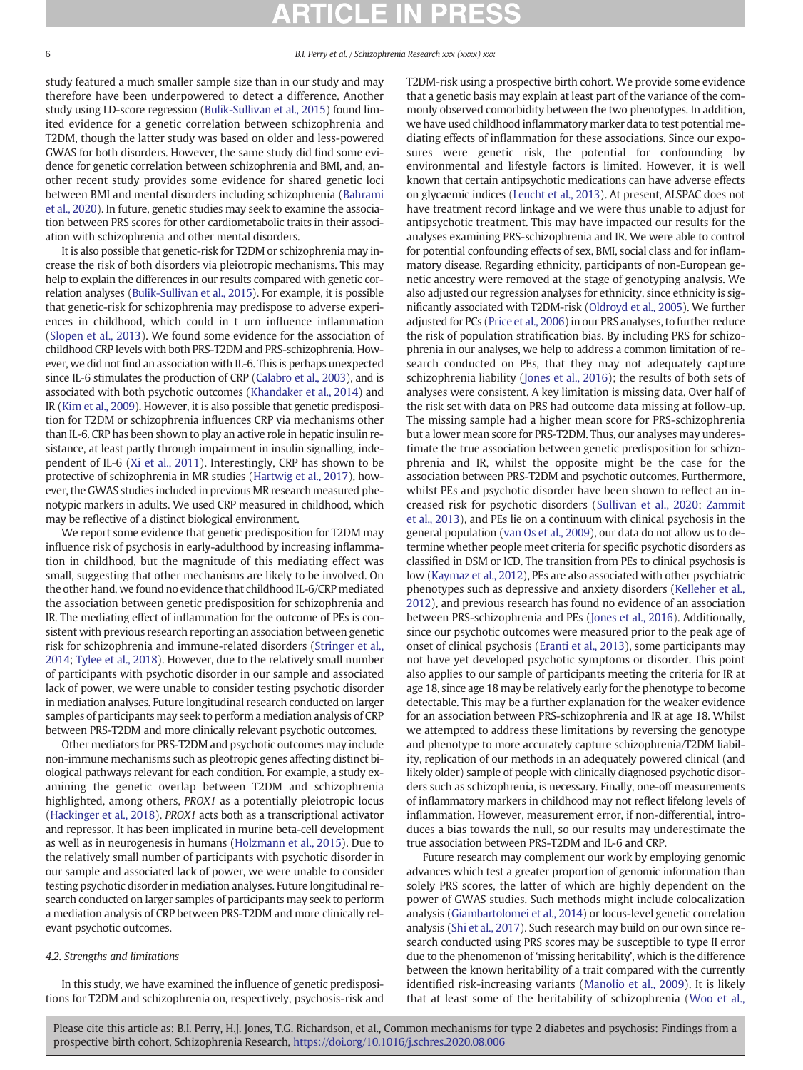study featured a much smaller sample size than in our study and may therefore have been underpowered to detect a difference. Another study using LD-score regression (Bulik-Sullivan et al., 2015) found limited evidence for a genetic correlation between schizophrenia and T2DM, though the latter study was based on older and less-powered GWAS for both disorders. However, the same study did find some evidence for genetic correlation between schizophrenia and BMI, and, another recent study provides some evidence for shared genetic loci between BMI and mental disorders including schizophrenia (Bahrami et al., 2020). In future, genetic studies may seek to examine the association between PRS scores for other cardiometabolic traits in their association with schizophrenia and other mental disorders.

It is also possible that genetic-risk for T2DM or schizophrenia may increase the risk of both disorders via pleiotropic mechanisms. This may help to explain the differences in our results compared with genetic correlation analyses (Bulik-Sullivan et al., 2015). For example, it is possible that genetic-risk for schizophrenia may predispose to adverse experiences in childhood, which could in t urn influence inflammation (Slopen et al., 2013). We found some evidence for the association of childhood CRP levels with both PRS-T2DM and PRS-schizophrenia. However, we did not find an association with IL-6. This is perhaps unexpected since IL-6 stimulates the production of CRP (Calabro et al., 2003), and is associated with both psychotic outcomes (Khandaker et al., 2014) and IR (Kim et al., 2009). However, it is also possible that genetic predisposition for T2DM or schizophrenia influences CRP via mechanisms other than IL-6. CRP has been shown to play an active role in hepatic insulin resistance, at least partly through impairment in insulin signalling, independent of IL-6 (Xi et al., 2011). Interestingly, CRP has shown to be protective of schizophrenia in MR studies (Hartwig et al., 2017), however, the GWAS studies included in previous MR research measured phenotypic markers in adults. We used CRP measured in childhood, which may be reflective of a distinct biological environment.

We report some evidence that genetic predisposition for T2DM may influence risk of psychosis in early-adulthood by increasing inflammation in childhood, but the magnitude of this mediating effect was small, suggesting that other mechanisms are likely to be involved. On the other hand, we found no evidence that childhood IL-6/CRP mediated the association between genetic predisposition for schizophrenia and IR. The mediating effect of inflammation for the outcome of PEs is consistent with previous research reporting an association between genetic risk for schizophrenia and immune-related disorders (Stringer et al., 2014; Tylee et al., 2018). However, due to the relatively small number of participants with psychotic disorder in our sample and associated lack of power, we were unable to consider testing psychotic disorder in mediation analyses. Future longitudinal research conducted on larger samples of participants may seek to perform a mediation analysis of CRP between PRS-T2DM and more clinically relevant psychotic outcomes.

Other mediators for PRS-T2DM and psychotic outcomes may include non-immune mechanisms such as pleotropic genes affecting distinct biological pathways relevant for each condition. For example, a study examining the genetic overlap between T2DM and schizophrenia highlighted, among others, *PROX1* as a potentially pleiotropic locus (Hackinger et al., 2018). *PROX1* acts both as a transcriptional activator and repressor. It has been implicated in murine beta-cell development as well as in neurogenesis in humans (Holzmann et al., 2015). Due to the relatively small number of participants with psychotic disorder in our sample and associated lack of power, we were unable to consider testing psychotic disorder in mediation analyses. Future longitudinal research conducted on larger samples of participants may seek to perform a mediation analysis of CRP between PRS-T2DM and more clinically relevant psychotic outcomes.

### 4.2. Strengths and limitations

In this study, we have examined the influence of genetic predispositions for T2DM and schizophrenia on, respectively, psychosis-risk and T2DM-risk using a prospective birth cohort. We provide some evidence that a genetic basis may explain at least part of the variance of the commonly observed comorbidity between the two phenotypes. In addition, we have used childhood inflammatory marker data to test potential mediating effects of inflammation for these associations. Since our exposures were genetic risk, the potential for confounding by environmental and lifestyle factors is limited. However, it is well known that certain antipsychotic medications can have adverse effects on glycaemic indices (Leucht et al., 2013). At present, ALSPAC does not have treatment record linkage and we were thus unable to adjust for antipsychotic treatment. This may have impacted our results for the analyses examining PRS-schizophrenia and IR. We were able to control for potential confounding effects of sex, BMI, social class and for inflammatory disease. Regarding ethnicity, participants of non-European genetic ancestry were removed at the stage of genotyping analysis. We also adjusted our regression analyses for ethnicity, since ethnicity is significantly associated with T2DM-risk (Oldroyd et al., 2005). We further adjusted for PCs (Price et al., 2006) in our PRS analyses, to further reduce the risk of population stratification bias. By including PRS for schizophrenia in our analyses, we help to address a common limitation of research conducted on PEs, that they may not adequately capture schizophrenia liability (Jones et al., 2016); the results of both sets of analyses were consistent. A key limitation is missing data. Over half of the risk set with data on PRS had outcome data missing at follow-up. The missing sample had a higher mean score for PRS-schizophrenia but a lower mean score for PRS-T2DM. Thus, our analyses may underestimate the true association between genetic predisposition for schizophrenia and IR, whilst the opposite might be the case for the association between PRS-T2DM and psychotic outcomes. Furthermore, whilst PEs and psychotic disorder have been shown to reflect an increased risk for psychotic disorders (Sullivan et al., 2020; Zammit et al., 2013), and PEs lie on a continuum with clinical psychosis in the general population (van Os et al., 2009), our data do not allow us to determine whether people meet criteria for specific psychotic disorders as classified in DSM or ICD. The transition from PEs to clinical psychosis is low (Kaymaz et al., 2012), PEs are also associated with other psychiatric phenotypes such as depressive and anxiety disorders (Kelleher et al., 2012), and previous research has found no evidence of an association between PRS-schizophrenia and PEs (Jones et al., 2016). Additionally, since our psychotic outcomes were measured prior to the peak age of onset of clinical psychosis (Eranti et al., 2013), some participants may not have yet developed psychotic symptoms or disorder. This point also applies to our sample of participants meeting the criteria for IR at age 18, since age 18 may be relatively early for the phenotype to become detectable. This may be a further explanation for the weaker evidence for an association between PRS-schizophrenia and IR at age 18. Whilst we attempted to address these limitations by reversing the genotype and phenotype to more accurately capture schizophrenia/T2DM liability, replication of our methods in an adequately powered clinical (and likely older) sample of people with clinically diagnosed psychotic disorders such as schizophrenia, is necessary. Finally, one-off measurements of inflammatory markers in childhood may not reflect lifelong levels of inflammation. However, measurement error, if non-differential, introduces a bias towards the null, so our results may underestimate the true association between PRS-T2DM and IL-6 and CRP.

Future research may complement our work by employing genomic advances which test a greater proportion of genomic information than solely PRS scores, the latter of which are highly dependent on the power of GWAS studies. Such methods might include colocalization analysis (Giambartolomei et al., 2014) or locus-level genetic correlation analysis (Shi et al., 2017). Such research may build on our own since research conducted using PRS scores may be susceptible to type II error due to the phenomenon of 'missing heritability', which is the difference between the known heritability of a trait compared with the currently identified risk-increasing variants (Manolio et al., 2009). It is likely that at least some of the heritability of schizophrenia (Woo et al.,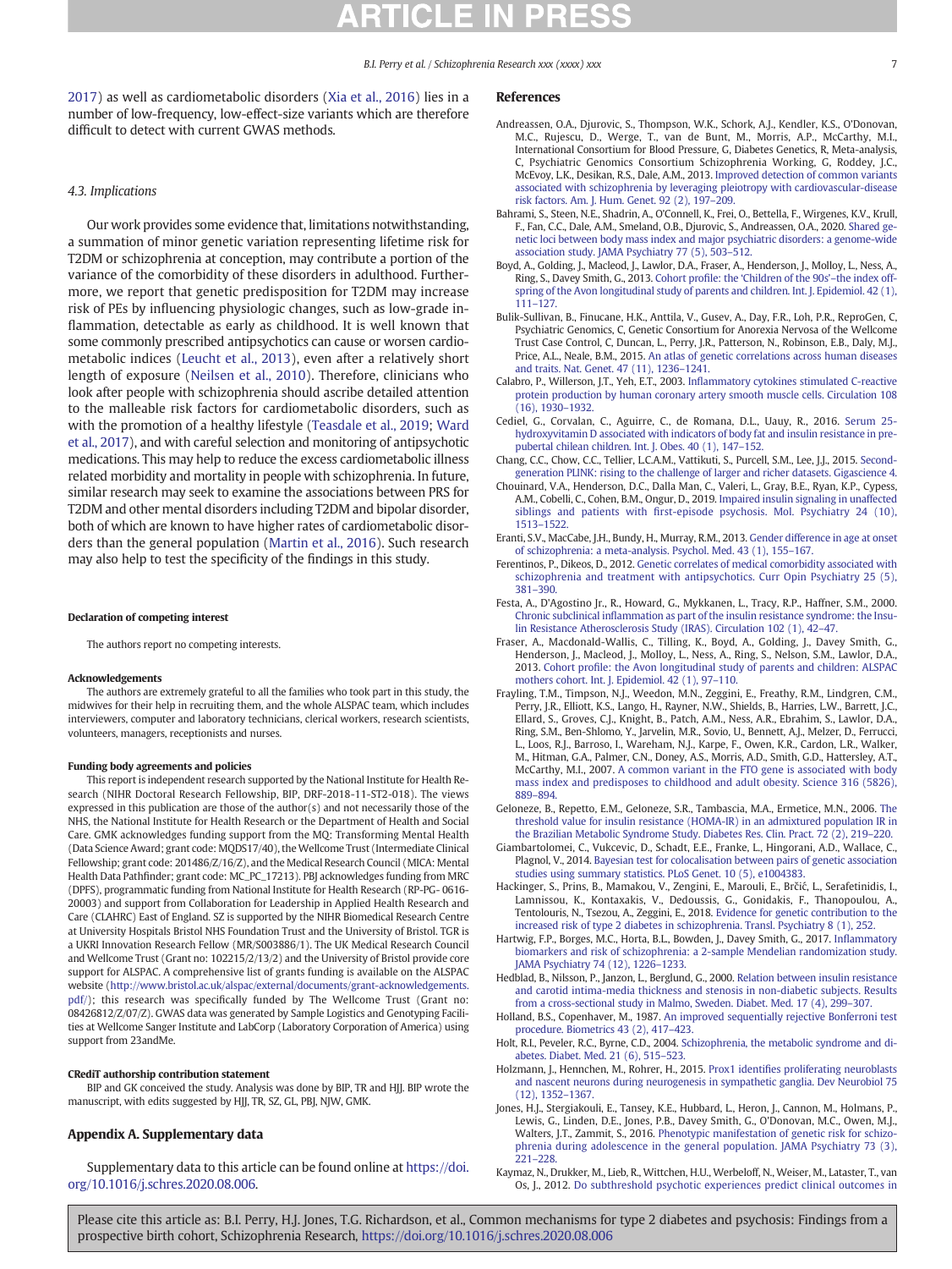2017) as well as cardiometabolic disorders (Xia et al., 2016) lies in a number of low-frequency, low-effect-size variants which are therefore difficult to detect with current GWAS methods.

### 4.3. Implications

Our work provides some evidence that, limitations notwithstanding, a summation of minor genetic variation representing lifetime risk for T2DM or schizophrenia at conception, may contribute a portion of the variance of the comorbidity of these disorders in adulthood. Furthermore, we report that genetic predisposition for T2DM may increase risk of PEs by influencing physiologic changes, such as low-grade inflammation, detectable as early as childhood. It is well known that some commonly prescribed antipsychotics can cause or worsen cardiometabolic indices (Leucht et al., 2013), even after a relatively short length of exposure (Neilsen et al., 2010). Therefore, clinicians who look after people with schizophrenia should ascribe detailed attention to the malleable risk factors for cardiometabolic disorders, such as with the promotion of a healthy lifestyle (Teasdale et al., 2019; Ward et al., 2017), and with careful selection and monitoring of antipsychotic medications. This may help to reduce the excess cardiometabolic illness related morbidity and mortality in people with schizophrenia. In future, similar research may seek to examine the associations between PRS for T2DM and other mental disorders including T2DM and bipolar disorder, both of which are known to have higher rates of cardiometabolic disorders than the general population (Martin et al., 2016). Such research may also help to test the specificity of the findings in this study.

#### Declaration of competing interest

The authors report no competing interests.

#### Acknowledgements

The authors are extremely grateful to all the families who took part in this study, the midwives for their help in recruiting them, and the whole ALSPAC team, which includes interviewers, computer and laboratory technicians, clerical workers, research scientists, volunteers, managers, receptionists and nurses.

#### Funding body agreements and policies

This report is independent research supported by the National Institute for Health Research (NIHR Doctoral Research Fellowship, BIP, DRF-2018-11-ST2-018). The views expressed in this publication are those of the author(s) and not necessarily those of the NHS, the National Institute for Health Research or the Department of Health and Social Care. GMK acknowledges funding support from the MQ: Transforming Mental Health (Data Science Award; grant code: MQDS17/40), the Wellcome Trust (Intermediate Clinical Fellowship; grant code: 201486/Z/16/Z), and the Medical Research Council (MICA: Mental Health Data Pathfinder; grant code: MC_PC_17213). PBJ acknowledges funding from MRC (DPFS), programmatic funding from National Institute for Health Research (RP-PG- 0616-20003) and support from Collaboration for Leadership in Applied Health Research and Care (CLAHRC) East of England. SZ is supported by the NIHR Biomedical Research Centre at University Hospitals Bristol NHS Foundation Trust and the University of Bristol. TGR is a UKRI Innovation Research Fellow (MR/S003886/1). The UK Medical Research Council and Wellcome Trust (Grant no: 102215/2/13/2) and the University of Bristol provide core support for ALSPAC. A comprehensive list of grants funding is available on the ALSPAC website (http://www.bristol.ac.uk/alspac/external/documents/grant-acknowledgements.pdf/); this research was specifically funded by The Wellcome Trust (Grant no: 08426812/Z/07/Z). GWAS data was generated by Sample Logistics and Genotyping Facilities at Wellcome Sanger Institute and LabCorp (Laboratory Corporation of America) using support from 23andMe.

#### CRediT authorship contribution statement

BIP and GK conceived the study. Analysis was done by BIP, TR and HJJ. BIP wrote the manuscript, with edits suggested by HJJ, TR, SZ, GL, PBJ, NJW, GMK.

### Appendix A. Supplementary data

Supplementary data to this article can be found online at https://doi.org/10.1016/j.schres.2020.08.006.

### References

Andreassen, O.A., Djurovic, S., Thompson, W.K., Schork, A.J., Kendler, K.S., O'Donovan, M.C., Rujescu, D., Werge, T., van de Bunt, M., Morris, A.P., McCarthy, M.I., International Consortium for Blood Pressure, G, Diabetes Genetics, R, Meta-analysis, C, Psychiatric Genomics Consortium Schizophrenia Working, G, Roddey, J.C., McEvoy, L.K., Desikan, R.S., Dale, A.M., 2013. Improved detection of common variants associated with schizophrenia by leveraging pleiotropy with cardiovascular-disease risk factors. Am. J. Hum. Genet. 92 (2), 197–209.

Bahrami, S., Steen, N.E., Shadrin, A., O'Connell, K., Frei, O., Bettella, F., Wirgenes, K.V., Krull, F., Fan, C.C., Dale, A.M., Smeland, O.B., Djurovic, S., Andreassen, O.A., 2020. Shared genetic loci between body mass index and major psychiatric disorders: a genome-wide association study. JAMA Psychiatry 77 (5), 503–512.

Boyd, A., Golding, J., Macleod, J., Lawlor, D.A., Fraser, A., Henderson, J., Molloy, L., Ness, A., Ring, S., Davey Smith, G., 2013. Cohort profile: the 'Children of the 90s'–the index offspring of the Avon longitudinal study of parents and children. Int. J. Epidemiol. 42 (1), 111–127.

Bulik-Sullivan, B., Finucane, H.K., Anttila, V., Gusev, A., Day, F.R., Loh, P.R., ReproGen, C, Psychiatric Genomics, C, Genetic Consortium for Anorexia Nervosa of the Wellcome Trust Case Control, C, Duncan, L., Perry, J.R., Patterson, N., Robinson, E.B., Daly, M.J., Price, A.L., Neale, B.M., 2015. An atlas of genetic correlations across human diseases and traits. Nat. Genet. 47 (11), 1236–1241.

Calabro, P., Willerson, J.T., Yeh, E.T., 2003. Inflammatory cytokines stimulated C-reactive protein production by human coronary artery smooth muscle cells. Circulation 108 (16), 1930–1932.

Cediel, G., Corvalan, C., Aguirre, C., de Romana, D.L., Uauy, R., 2016. Serum 25-hydroxyvitamin D associated with indicators of body fat and insulin resistance in prepubertal chilean children. Int. J. Obes. 40 (1), 147–152.

Chang, C.C., Chow, C.C., Tellier, L.C.A.M., Vattikuti, S., Purcell, S.M., Lee, J.J., 2015. Second-generation PLINK: rising to the challenge of larger and richer datasets. Gigascience 4.

Chouinard, V.A., Henderson, D.C., Dalla Man, C., Valeri, L., Gray, B.E., Ryan, K.P., Cypess, A.M., Cobelli, C., Cohen, B.M., Ongur, D., 2019. Impaired insulin signaling in unaffected siblings and patients with first-episode psychosis. Mol. Psychiatry 24 (10), 1513–1522.

Eranti, S.V., MacCabe, J.H., Bundy, H., Murray, R.M., 2013. Gender difference in age at onset of schizophrenia: a meta-analysis. Psychol. Med. 43 (1), 155–167.

Ferentinos, P., Dikeos, D., 2012. Genetic correlates of medical comorbidity associated with schizophrenia and treatment with antipsychotics. Curr Opin Psychiatry 25 (5), 381–390.

Festa, A., D'Agostino Jr., R., Howard, G., Mykkanen, L., Tracy, R.P., Haffner, S.M., 2000. Chronic subclinical inflammation as part of the insulin resistance syndrome: the Insulin Resistance Atherosclerosis Study (IRAS). Circulation 102 (1), 42–47.

Fraser, A., Macdonald-Wallis, C., Tilling, K., Boyd, A., Golding, J., Davey Smith, G., Henderson, J., Macleod, J., Molloy, L., Ness, A., Ring, S., Nelson, S.M., Lawlor, D.A., 2013. Cohort profile: the Avon longitudinal study of parents and children: ALSPAC mothers cohort. Int. J. Epidemiol. 42 (1), 97–110.

Frayling, T.M., Timpson, N.J., Weedon, M.N., Zeggini, E., Freathy, R.M., Lindgren, C.M., Perry, J.R., Elliott, K.S., Lango, H., Rayner, N.W., Shields, B., Harries, L.W., Barrett, J.C., Ellard, S., Groves, C.J., Knight, B., Patch, A.M., Ness, A.R., Ebrahim, S., Lawlor, D.A., Ring, S.M., Ben-Shlomo, Y., Jarvelin, M.R., Sovio, U., Bennett, A.J., Melzer, D., Ferrucci, L., Loos, R.J., Barroso, I., Wareham, N.J., Karpe, F., Owen, K.R., Cardon, L.R., Walker, M., Hitman, G.A., Palmer, C.N., Doney, A.S., Morris, A.D., Smith, G.D., Hattersley, A.T., McCarthy, M.I., 2007. A common variant in the FTO gene is associated with body mass index and predisposes to childhood and adult obesity. Science 316 (5826), 889–894.

Geloneze, B., Repetto, E.M., Geloneze, S.R., Tambascia, M.A., Ermetice, M.N., 2006. The threshold value for insulin resistance (HOMA-IR) in an admixtured population IR in the Brazilian Metabolic Syndrome Study. Diabetes Res. Clin. Pract. 72 (2), 219–220.

Giambartolomei, C., Vukcevic, D., Schadt, E.E., Franke, L., Hingorani, A.D., Wallace, C., Plagnol, V., 2014. Bayesian test for colocalisation between pairs of genetic association studies using summary statistics. PLoS Genet. 10 (5), e1004383.

Hackinger, S., Prins, B., Mamakou, V., Zengini, E., Marouli, E., Brčić, L., Serafetinidis, I., Lamnissou, K., Kontaxakis, V., Dedoussis, G., Gonidakis, F., Thanopoulou, A., Tentolouris, N., Tsezou, A., Zeggini, E., 2018. Evidence for genetic contribution to the increased risk of type 2 diabetes in schizophrenia. Transl. Psychiatry 8 (1), 252.

Hartwig, F.P., Borges, M.C., Horta, B.L., Bowden, J., Davey Smith, G., 2017. Inflammatory biomarkers and risk of schizophrenia: a 2-sample Mendelian randomization study. JAMA Psychiatry 74 (12), 1226–1233.

Hedblad, B., Nilsson, P., Janzon, L., Berglund, G., 2000. Relation between insulin resistance and carotid intima-media thickness and stenosis in non-diabetic subjects. Results from a cross-sectional study in Malmo, Sweden. Diabet. Med. 17 (4), 299–307.

Holland, B.S., Copenhaver, M.D., 1987. An improved sequentially rejective Bonferroni test procedure. Biometrics 43 (2), 417–423.

Holt, R.I., Peveler, R.C., Byrne, C.D., 2004. Schizophrenia, the metabolic syndrome and diabetes. Diabet. Med. 21 (6), 515–523.

Holzmann, J., Hennchen, M., Rohrer, H., 2015. Prox1 identifies proliferating neuroblasts and nascent neurons during neurogenesis in sympathetic ganglia. Dev Neurobiol 75 (12), 1352–1367.

Jones, H.J., Stergiakouli, E., Tansey, K.E., Hubbard, L., Heron, J., Cannon, M., Holmans, P., Lewis, G., Linden, D.E., Jones, P.B., Davey Smith, G., O'Donovan, M.C., Owen, M.J., Walters, J.T., Zammit, S., 2016. Phenotypic manifestation of genetic risk for schizophrenia during adolescence in the general population. JAMA Psychiatry 73 (3), 221–228.

Kaymaz, N., Drukker, M., Lieb, R., Wittchen, H.U., Werbeloff, N., Weiser, M., Lataster, T., van Os, J., 2012. Do subthreshold psychotic experiences predict clinical outcomes in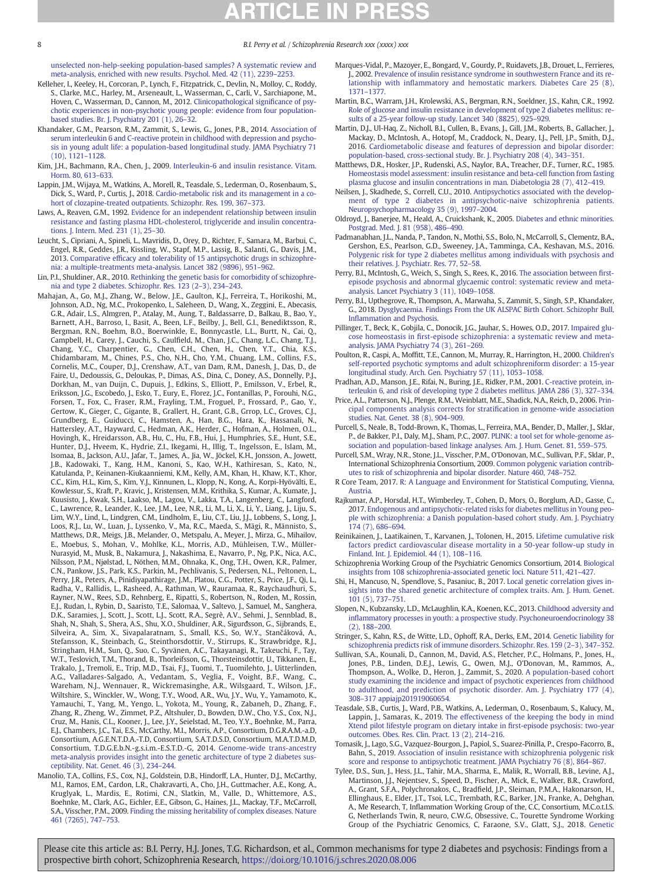unselected non-help-seeking population-based samples? A systematic review and meta-analysis, enriched with new results. Psychol. Med. 42 (11), 2239–2253.

Kelleher, I., Keeley, H., Corcoran, P., Lynch, F., Fitzpatrick, C., Devlin, N., Molloy, C., Roddy, S., Clarke, M.C., Harley, M., Arseneault, L., Wasserman, C., Carli, V., Sarchiapone, M., Hoven, C., Wasserman, D., Cannon, M., 2012. Clinicopathological significance of psychotic experiences in non-psychotic young people: evidence from four population-based studies. Br. J. Psychiatry 201 (1), 26–32.

Khandaker, G.M., Pearson, R.M., Zammit, S., Lewis, G., Jones, P.B., 2014. Association of serum interleukin 6 and C-reactive protein in childhood with depression and psychosis in young adult life: a population-based longitudinal study. JAMA Psychiatry 71 (10), 1121–1128.

Kim, J.H., Bachmann, R.A., Chen, J., 2009. Interleukin-6 and insulin resistance. Vitam. Horm. 80, 613–633.

Lappin, J.M., Wijaya, M., Watkins, A., Morell, R., Teasdale, S., Lederman, O., Rosenbaum, S., Dick, S., Ward, P., Curtis, J., 2018. Cardio-metabolic risk and its management in a cohort of clozapine-treated outpatients. Schizophr. Res. 199, 367–373.

Laws, A., Reaven, G.M., 1992. Evidence for an independent relationship between insulin resistance and fasting plasma HDL-cholesterol, triglyceride and insulin concentrations. J. Intern. Med. 231 (1), 25–30.

Leucht, S., Cipriani, A., Spineli, L., Mavridis, D., Orey, D., Richter, F., Samara, M., Barbui, C., Engel, R.R., Geddes, J.R., Kissling, W., Stapf, M.P., Lassig, B., Salanti, G., Davis, J.M., 2013. Comparative efficacy and tolerability of 15 antipsychotic drugs in schizophrenia: a multiple-treatments meta-analysis. Lancet 382 (9896), 951–962.

Lin, P.I., Shuldiner, A.R., 2010. Rethinking the genetic basis for comorbidity of schizophrenia and type 2 diabetes. Schizophr. Res. 123 (2–3), 234–243.

Mahajan, A., Go, M.J., Zhang, W., Below, J.E., Gaulton, K.J., Ferreira, T., Horikoshi, M., Johnson, A.D., Ng, M.C., Prokopenko, I., Saleheen, D., Wang, X., Zeggini, E., Abecasis, G.R., Adair, L.S., Almgren, P., Atalay, M., Aung, T., Baldassarre, D., Balkau, B., Bao, Y., Barnett, A.H., Barroso, I., Basit, A., Been, L.F., Beilby, J., Bell, G.I., Benediktsson, R., Bergman, R.N., Boehm, B.O., Boerwinkle, E., Bonnycastle, L.L., Burtt, N., Cai, Q., Campbell, H., Carey, J., Cauchi, S., Caulfield, M., Chan, J.C., Chang, L.C., Chang, T.J., Chang, Y.C., Charpentier, G., Chen, C.H., Chen, H., Chen, Y.T., Chia, K.S., Chidambaram, M., Chines, P.S., Cho, N.H., Cho, Y.M., Chuang, L.M., Collins, F.S., Cornelis, M.C., Couper, D.J., Crenshaw, A.T., van Dam, R.M., Danesh, J., Das, D., de Faire, U., Dedoussis, G., Deloukas, P., Dimas, A.S., Dina, C., Doney, A.S., Donnelly, P.J., Dorkhan, M., van Duijn, C., Dupuis, J., Edkins, S., Elliott, P., Emilsson, V., Erbel, R., Eriksson, J.G., Escobedo, J., Esko, T., Eury, E., Florez, J.C., Fontanillas, P., Forouhi, N.G., Forsen, T., Fox, C., Fraser, R.M., Frayling, T.M., Froguel, P., Frossard, P., Gao, Y., Gertow, K., Gieger, C., Gigante, B., Grallert, H., Grant, G.B., Grrop, L.C., Groves, C.J., Grundberg, E., Guiducci, C., Hamsten, A., Han, B.G., Hara, K., Hassanali, N., Hattersley, A.T., Hayward, C., Hedman, A.K., Herder, C., Hofman, A., Holmen, O.L., Hovingh, K., Hreidarsson, A.B., Hu, C., Hu, F.B., Hui, J., Humphries, S.E., Hunt, S.E., Hunter, D.J., Hveem, K., Hydrie, Z.I., Ikegami, H., Illig, T., Ingelsson, E., Islam, M., Isomaa, B., Jackson, A.U., Jafar, T., James, A., Jia, W., Jöckel, K.H., Jonsson, A., Jowett, J.B., Kadowaki, T., Kang, H.M., Kanoni, S., Kao, W.H., Kathiresan, S., Kato, N., Katulanda, P., Keinanen-Kiukaanniemi, K.M., Kelly, A.M., Khan, H., Khaw, K.T., Khor, C.C., Kim, H.L., Kim, S., Kim, Y.J., Kinnunen, L., Klopp, N., Kong, A., Korpi-Hyövälti, E., Kowlessur, S., Kraft, P., Kravic, J., Kristensen, M.M., Krithika, S., Kumar, A., Kumate, J., Kuusisto, J., Kwak, S.H., Laakso, M., Lagou, V., Lakka, T.A., Langenberg, C., Langford, C., Lawrence, R., Leander, K., Lee, J.M., Lee, N.R., Li, M., Li, X., Li, Y., Liang, J., Liju, S., Lim, W.Y., Lind, L., Lindgren, C.M., Lindholm, E., Liu, C.T., Liu, J.J., Lobbens, S., Long, J., Loos, R.J., Lu, W., Luan, J., Lyssenko, V., Ma, R.C., Maeda, S., Mägi, R., Männisto, S., Matthews, D.R., Meigs, J.B., Melander, O., Metspalu, A., Meyer, J., Mirza, G., Mihailov, E., Moebus, S., Mohan, V., Mohlke, K.L., Morris, A.D., Mühleisen, T.W., Müller-Nurasyid, M., Musk, B., Nakamura, J., Nakashima, E., Navarro, P., Ng, P.K., Nica, A.C., Nilsson, P.M., Njølstad, I., Nöthen, M.M., Ohnaka, K., Ong, T.H., Owen, K.R., Palmer, C.N., Pankow, J.S., Park, K.S., Parkin, M., Pechlivanis, S., Pedersen, N.L., Peltonen, L., Perry, J.R., Peters, A., Pinidiyapathirage, J.M., Platou, C.G., Potter, S., Price, J.F., Qi, L., Radha, V., Rallidis, L., Rasheed, A., Rathman, W., Rauramaa, R., Raychaudhuri, S., Rayner, N.W., Rees, S.D., Rehnberg, E., Ripatti, S., Robertson, N., Roden, M., Rossin, E.J., Rudan, I., Rybin, D., Saaristo, T.E., Salomaa, V., Saltevo, J., Samuel, M., Sanghera, D.K., Saramies, J., Scott, J., Scott, L.J., Scott, R.A., Segrè, A.V., Sehmi, J., Sennblad, B., Shah, N., Shah, S., Shera, A.S., Shu, X.O., Shuldiner, A.R., Sigurđsson, G., Sijbrands, E., Silveira, A., Sim, X., Sivapalaratnam, S., Small, K.S., So, W.Y., Stančáková, A., Stefansson, K., Steinbach, G., Steinthorsdottir, V., Stirrups, K., Strawbridge, R.J., Stringham, H.M., Sun, Q., Suo, C., Syvänen, A.C., Takayanagi, R., Takeuchi, F., Tay, W.T., Teslovich, T.M., Thorand, B., Thorleifsson, G., Thorsteinsdottir, U., Tikkanen, E., Trakalo, J., Tremoli, E., Trip, M.D., Tsai, F.J., Tuomi, T., Tuomilehto, J., Uitterlinden, A.G., Valladares-Salgado, A., Vedantam, S., Veglia, F., Voight, B.F., Wang, C., Wareham, N.J., Wennauer, R., Wickremasinghe, A.R., Wilsgaard, T., Wilson, J.F., Wiltshire, S., Winckler, W., Wong, T.Y., Wood, A.R., Wu, J.Y., Wu, Y., Yamamoto, K., Yamauchi, T., Yang, M., Yengo, L., Yokota, M., Young, R., Zabaneh, D., Zhang, F., Zhang, R., Zheng, W., Zimmet, P.Z., Altshuler, D., Bowden, D.W., Cho, Y.S., Cox, N.J., Cruz, M., Hanis, C.L., Kooner, J., Lee, J.Y., Seielstad, M., Teo, Y.Y., Boehnke, M., Parra, E.J., Chambers, J.C., Tai, E.S., McCarthy, M.I., Morris, A.P., Consortium, D.G.R.A.M.-a.D, Consortium, A.G.E.N.T.D.A.-T.D, Consortium, S.A.T.D.S.D, Consortium, M.A.T.D.M.D, Consortium, T.D.G.E.b.N.-g.s.i.m.-E.S.T.D.-G, 2014. Genome-wide trans-ancestry meta-analysis provides insight into the genetic architecture of type 2 diabetes susceptibility. Nat. Genet. 46 (3), 234–244.

Manolio, T.A., Collins, F.S., Cox, N.J., Goldstein, D.B., Hindorff, L.A., Hunter, D.J., McCarthy, M.I., Ramos, E.M., Cardon, L.R., Chakravarti, A., Cho, J.H., Guttmacher, A.E., Kong, A., Kruglyak, L., Mardis, E., Rotimi, C.N., Slatkin, M., Valle, D., Whittemore, A.S., Boehnke, M., Clark, A.G., Eichler, E.E., Gibson, G., Haines, J.L., Mackay, T.F., McCarroll, S.A., Visscher, P.M., 2009. Finding the missing heritability of complex diseases. Nature 461 (7265), 747–753.

Marques-Vidal, P., Mazoyer, E., Bongard, V., Gourdy, P., Ruidavets, J.B., Drouet, L., Ferrieres, J., 2002. Prevalence of insulin resistance syndrome in southwestern France and its relationship with inflammatory and hemostatic markers. Diabetes Care 25 (8), 1371–1377.

Martin, B.C., Warram, J.H., Krolewski, A.S., Bergman, R.N., Soeldner, J.S., Kahn, C.R., 1992. Role of glucose and insulin resistance in development of type 2 diabetes mellitus: results of a 25-year follow-up study. Lancet 340 (8825), 925–929.

Martin, D.J., Ul-Haq, Z., Nicholl, B.I., Cullen, B., Evans, J., Gill, J.M., Roberts, B., Gallacher, J., Mackay, D., McIntosh, A., Hotopf, M., Craddock, N., Deary, I.J., Pell, J.P., Smith, D.J., 2016. Cardiometabolic disease and features of depression and bipolar disorder: population-based, cross-sectional study. Br. J. Psychiatry 208 (4), 343–351.

Matthews, D.R., Hosker, J.P., Rudenski, A.S., Naylor, B.A., Treacher, D.F., Turner, R.C., 1985. Homeostasis model assessment: insulin resistance and beta-cell function from fasting plasma glucose and insulin concentrations in man. Diabetologia 28 (7), 412–419.

Neilsen, J., Skadhede, S., Correll, C.U., 2010. Antipsychotics associated with the development of type 2 diabetes in antipsychotic-naive schizophrenia patients. Neuropsychopharmacology 35 (9), 1997–2004.

Oldroyd, J., Banerjee, M., Heald, A., Cruickshank, K., 2005. Diabetes and ethnic minorities. Postgrad. Med. J. 81 (958), 486–490.

Padmanabhan, J.L., Nanda, P., Tandon, N., Mothi, S.S., Bolo, N., McCarroll, S., Clementz, B.A., Gershon, E.S., Pearlson, G.D., Sweeney, J.A., Tamminga, C.A., Keshavan, M.S., 2016. Polygenic risk for type 2 diabetes mellitus among individuals with psychosis and their relatives. J. Psychiatr. Res. 77, 52–58.

Perry, B.I., McIntosh, G., Weich, S., Singh, S., Rees, K., 2016. The association between first-episode psychosis and abnormal glycaemic control: systematic review and meta-analysis. Lancet Psychiatry 3 (11), 1049–1058.

Perry, B.I., Upthegrove, R., Thompson, A., Marwaha, S., Zammit, S., Singh, S.P., Khandaker, G., 2018. Dysglycaemia. Findings From the UK ALSPAC Birth Cohort. Schizophr Bull, Inflammation and Psychosis.

Pillinger, T., Beck, K., Gobjila, C., Donocik, J.G., Jauhar, S., Howes, O.D., 2017. Impaired glucose homeostasis in first-episode schizophrenia: a systematic review and meta-analysis. JAMA Psychiatry 74 (3), 261–269.

Poulton, R., Caspi, A., Moffitt, T.E., Cannon, M., Murray, R., Harrington, H., 2000. Children's self-reported psychotic symptoms and adult schizophreniform disorder: a 15-year longitudinal study. Arch. Gen. Psychiatry 57 (11), 1053–1058.

Pradhan, A.D., Manson, J.E., Rifai, N., Buring, J.E., Ridker, P.M., 2001. C-reactive protein, interleukin 6, and risk of developing type 2 diabetes mellitus. JAMA 286 (3), 327–334.

Price, A.L., Patterson, N.J., Plenge, R.M., Weinblatt, M.E., Shadick, N.A., Reich, D., 2006. Principal components analysis corrects for stratification in genome-wide association studies. Nat. Genet. 38 (8), 904–909.

Purcell, S., Neale, B., Todd-Brown, K., Thomas, L., Ferreira, M.A., Bender, D., Maller, J., Sklar, P., de Bakker, P.I., Daly, M.J., Sham, P.C., 2007. PLINK: a tool set for whole-genome association and population-based linkage analyses. Am. J. Hum. Genet. 81, 559–575.

Purcell, S.M., Wray, N.R., Stone, J.L., Visscher, P.M., O'Donovan, M.C., Sullivan, P.F., Sklar, P., International Schizophrenia Consortium, 2009. Common polygenic variation contributes to risk of schizophrenia and bipolar disorder. Nature 460, 748–752.

R Core Team, 2017. R: A Language and Environment for Statistical Computing, Vienna, Austria.

Rajkumar, A.P., Horsdal, H.T., Wimberley, T., Cohen, D., Mors, O., Borglum, A.D., Gasse, C., 2017. Endogenous and antipsychotic-related risks for diabetes mellitus in Young people with schizophrenia: a Danish population-based cohort study. Am. J. Psychiatry 174 (7), 686–694.

Reinikainen, J., Laatikainen, T., Karvanen, J., Tolonen, H., 2015. Lifetime cumulative risk factors predict cardiovascular disease mortality in a 50-year follow-up study in Finland. Int. J. Epidemiol. 44 (1), 108–116.

Schizophrenia Working Group of the Psychiatric Genomics Consortium, 2014. Biological insights from 108 schizophrenia-associated genetic loci. Nature 511, 421–427.

Shi, H., Mancuso, N., Spendlove, S., Pasaniuc, B., 2017. Local genetic correlation gives insights into the shared genetic architecture of complex traits. Am. J. Hum. Genet. 101 (5), 737–751.

Slopen, N., Kubzansky, L.D., McLaughlin, K.A., Koenen, K.C., 2013. Childhood adversity and inflammatory processes in youth: a prospective study. Psychoneuroendocrinology 38 (2), 188–200.

Stringer, S., Kahn, R.S., de Witte, L.D., Ophoff, R.A., Derks, E.M., 2014. Genetic liability for schizophrenia predicts risk of immune disorders. Schizophr. Res. 159 (2–3), 347–352.

Sullivan, S.A., Kounali, D., Cannon, M., David, A.S., Fletcher, P.C., Holmans, P., Jones, H., Jones, P.B., Linden, D.E.J., Lewis, G., Owen, M.J., O'Donovan, M., Rammos, A., Thompson, A., Wolke, D., Heron, J., Zammit, S., 2020. A population-based cohort study examining the incidence and impact of psychotic experiences from childhood to adulthood, and prediction of psychotic disorder. Am. J. Psychiatry 177 (4), 308–317 appiajp201919060654.

Teasdale, S.B., Curtis, J., Ward, P.B., Watkins, A., Lederman, O., Rosenbaum, S., Kalucy, M., Lappin, J., Samaras, K., 2019. The effectiveness of the keeping the body in mind Xtend pilot lifestyle program on dietary intake in first-episode psychosis: two-year outcomes. Obes. Res. Clin. Pract. 13 (2), 214–216.

Tomasik, J., Lago, S.G., Vazquez-Bourgon, J., Papiol, S., Suarez-Pinilla, P., Crespo-Facorro, B., Bahn, S., 2019. Association of insulin resistance with schizophrenia polygenic risk score and response to antipsychotic treatment. JAMA Psychiatry 76 (8), 864–867.

Tylee, D.S., Sun, J., Hess, J.L., Tahir, M.A., Sharma, E., Malik, R., Worrall, B.B., Levine, A.J., Martinson, J.J., Nejentsev, S., Speed, D., Fischer, A., Mick, E., Walker, B.R., Crawford, A., Grant, S.F.A., Polychronakos, C., Bradfield, J.P., Sleiman, P.M.A., Hakonarson, H., Ellinghaus, E., Elder, J.T., Tsoi, L.C., Trembath, R.C., Barker, J.N., Franke, A., Dehghan, A., Me Research, T, Inflammation Working Group of the, C.C, Consortium, M.C.o.t.I.S. G, Netherlands Twin, R, neuro, C.W.G, Obsessive, C., Tourette Syndrome Working Group of the Psychiatric Genomics, C, Faraone, S.V., Glatt, S.J., 2018. Genetic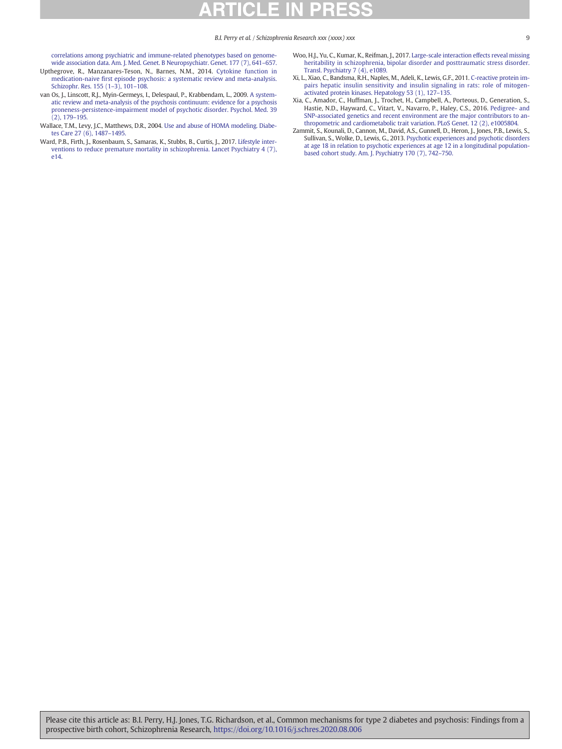correlations among psychiatric and immune-related phenotypes based on genome-wide association data. Am. J. Med. Genet. B Neuropsychiatr. Genet. 177 (7), 641–657.

Upthegrove, R., Manzanares-Teson, N., Barnes, N.M., 2014. Cytokine function in medication-naive first episode psychosis: a systematic review and meta-analysis. Schizophr. Res. 155 (1–3), 101–108.

van Os, J., Linscott, R.J., Myin-Germeys, I., Delespaul, P., Krabbendam, L., 2009. A systematic review and meta-analysis of the psychosis continuum: evidence for a psychosis proneness-persistence-impairment model of psychotic disorder. Psychol. Med. 39 (2), 179–195.

Wallace, T.M., Levy, J.C., Matthews, D.R., 2004. Use and abuse of HOMA modeling. Diabetes Care 27 (6), 1487–1495.

Ward, P.B., Firth, J., Rosenbaum, S., Samaras, K., Stubbs, B., Curtis, J., 2017. Lifestyle interventions to reduce premature mortality in schizophrenia. Lancet Psychiatry 4 (7), e14.

Woo, H.J., Yu, C., Kumar, K., Reifman, J., 2017. Large-scale interaction effects reveal missing heritability in schizophrenia, bipolar disorder and posttraumatic stress disorder. Transl. Psychiatry 7 (4), e1089.

Xi, L., Xiao, C., Bandsma, R.H., Naples, M., Adeli, K., Lewis, G.F., 2011. C-reactive protein impairs hepatic insulin sensitivity and insulin signaling in rats: role of mitogen-activated protein kinases. Hepatology 53 (1), 127–135.

Xia, C., Amador, C., Huffman, J., Trochet, H., Campbell, A., Porteous, D., Generation, S., Hastie, N.D., Hayward, C., Vitart, V., Navarro, P., Haley, C.S., 2016. Pedigree- and SNP-associated genetics and recent environment are the major contributors to anthropometric and cardiometabolic trait variation. PLoS Genet. 12 (2), e1005804.

Zammit, S., Kounali, D., Cannon, M., David, A.S., Gunnell, D., Heron, J., Jones, P.B., Lewis, S., Sullivan, S., Wolke, D., Lewis, G., 2013. Psychotic experiences and psychotic disorders at age 18 in relation to psychotic experiences at age 12 in a longitudinal population-based cohort study. Am. J. Psychiatry 170 (7), 742–750.